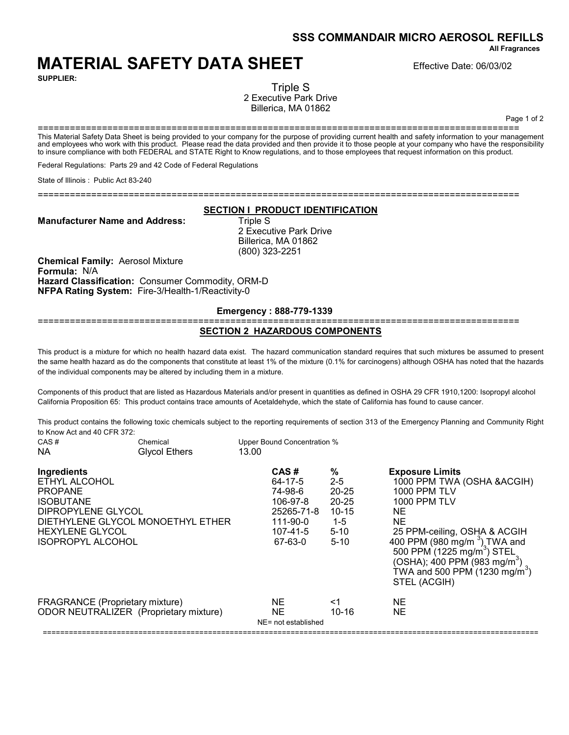**SSS COMMANDAIR MICRO AEROSOL REFILLS**

**All Fragrances**

# MATERIAL SAFETY DATA SHEET

Effective Date: 06/03/02

**SUPPLIER:**

Triple S
2 Executive Park Drive
Billerica, MA 01862

---

This Material Safety Data Sheet is being provided to your company for the purpose of providing current health and safety information to your management and employees who work with this product. Please read the data provided and then provide it to those people at your company who have the responsibility to insure compliance with both FEDERAL and STATE Right to Know regulations, and to those employees that request information on this product.

Federal Regulations: Parts 29 and 42 Code of Federal Regulations

State of Illinois : Public Act 83-240

---

## SECTION I PRODUCT IDENTIFICATION

**Manufacturer Name and Address:** Triple S
2 Executive Park Drive
Billerica, MA 01862
(800) 323-2251

**Chemical Family:** Aerosol Mixture
**Formula:** N/A
**Hazard Classification:** Consumer Commodity, ORM-D
**NFPA Rating System:** Fire-3/Health-1/Reactivity-0

**Emergency : 888-779-1339**

---

## SECTION 2 HAZARDOUS COMPONENTS

This product is a mixture for which no health hazard data exist. The hazard communication standard requires that such mixtures be assumed to present the same health hazard as do the components that constitute at least 1% of the mixture (0.1% for carcinogens) although OSHA has noted that the hazards of the individual components may be altered by including them in a mixture.

Components of this product that are listed as Hazardous Materials and/or present in quantities as defined in OSHA 29 CFR 1910,1200: Isopropyl alcohol
California Proposition 65: This product contains trace amounts of Acetaldehyde, which the state of California has found to cause cancer.

This product contains the following toxic chemicals subject to the reporting requirements of section 313 of the Emergency Planning and Community Right to Know Act and 40 CFR 372:

| CAS # | Chemical | Upper Bound Concentration % |
|---|---|---|
| NA | Glycol Ethers | 13.00 |

| Ingredients | CAS # | % | Exposure Limits |
|---|---|---|---|
| ETHYL ALCOHOL | 64-17-5 | 2-5 | 1000 PPM TWA (OSHA &ACGIH) |
| PROPANE | 74-98-6 | 20-25 | 1000 PPM TLV |
| ISOBUTANE | 106-97-8 | 20-25 | 1000 PPM TLV |
| DIPROPYLENE GLYCOL | 25265-71-8 | 10-15 | NE |
| DIETHYLENE GLYCOL MONOETHYL ETHER | 111-90-0 | 1-5 | NE |
| HEXYLENE GLYCOL | 107-41-5 | 5-10 | 25 PPM-ceiling, OSHA & ACGIH |
| ISOPROPYL ALCOHOL | 67-63-0 | 5-10 | 400 PPM (980 mg/m$^3$) TWA and 500 PPM (1225 mg/m$^3$) STEL (OSHA); 400 PPM (983 mg/m$^3$) TWA and 500 PPM (1230 mg/m$^3$) STEL (ACGIH) |
| FRAGRANCE (Proprietary mixture) | NE | <1 | NE |
| ODOR NEUTRALIZER (Proprietary mixture) | NE | 10-16 | NE |

NE= not established

---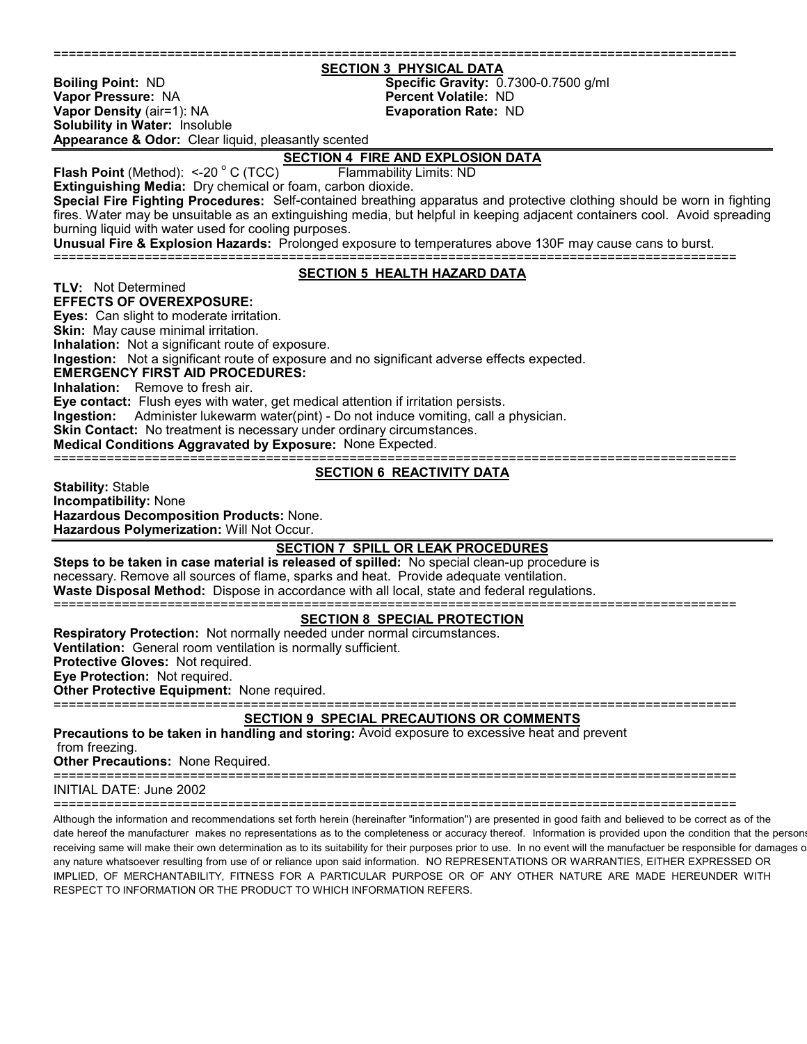## SECTION 3 PHYSICAL DATA

**Boiling Point:** ND
**Specific Gravity:** 0.7300-0.7500 g/ml
**Vapor Pressure:** NA
**Percent Volatile:** ND
**Vapor Density** (air=1): NA
**Evaporation Rate:** ND
**Solubility in Water:** Insoluble
**Appearance & Odor:** Clear liquid, pleasantly scented

## SECTION 4 FIRE AND EXPLOSION DATA

**Flash Point** (Method): <-20 °C (TCC) Flammability Limits: ND
**Extinguishing Media:** Dry chemical or foam, carbon dioxide.
**Special Fire Fighting Procedures:** Self-contained breathing apparatus and protective clothing should be worn in fighting fires. Water may be unsuitable as an extinguishing media, but helpful in keeping adjacent containers cool. Avoid spreading burning liquid with water used for cooling purposes.
**Unusual Fire & Explosion Hazards:** Prolonged exposure to temperatures above 130F may cause cans to burst.

## SECTION 5 HEALTH HAZARD DATA

**TLV:** Not Determined
**EFFECTS OF OVEREXPOSURE:**
**Eyes:** Can slight to moderate irritation.
**Skin:** May cause minimal irritation.
**Inhalation:** Not a significant route of exposure.
**Ingestion:** Not a significant route of exposure and no significant adverse effects expected.
**EMERGENCY FIRST AID PROCEDURES:**
**Inhalation:** Remove to fresh air.
**Eye contact:** Flush eyes with water, get medical attention if irritation persists.
**Ingestion:** Administer lukewarm water(pint) - Do not induce vomiting, call a physician.
**Skin Contact:** No treatment is necessary under ordinary circumstances.
**Medical Conditions Aggravated by Exposure:** None Expected.

## SECTION 6 REACTIVITY DATA

**Stability:** Stable
**Incompatibility:** None
**Hazardous Decomposition Products:** None.
**Hazardous Polymerization:** Will Not Occur.

## SECTION 7 SPILL OR LEAK PROCEDURES

**Steps to be taken in case material is released of spilled:** No special clean-up procedure is necessary. Remove all sources of flame, sparks and heat. Provide adequate ventilation.
**Waste Disposal Method:** Dispose in accordance with all local, state and federal regulations.

## SECTION 8 SPECIAL PROTECTION

**Respiratory Protection:** Not normally needed under normal circumstances.
**Ventilation:** General room ventilation is normally sufficient.
**Protective Gloves:** Not required.
**Eye Protection:** Not required.
**Other Protective Equipment:** None required.

## SECTION 9 SPECIAL PRECAUTIONS OR COMMENTS

**Precautions to be taken in handling and storing:** Avoid exposure to excessive heat and prevent from freezing.
**Other Precautions:** None Required.

INITIAL DATE: June 2002

Although the information and recommendations set forth herein (hereinafter "information") are presented in good faith and believed to be correct as of the date hereof the manufacturer makes no representations as to the completeness or accuracy thereof. Information is provided upon the condition that the persons receiving same will make their own determination as to its suitability for their purposes prior to use. In no event will the manufactuer be responsible for damages of any nature whatsoever resulting from use of or reliance upon said information. NO REPRESENTATIONS OR WARRANTIES, EITHER EXPRESSED OR IMPLIED, OF MERCHANTABILITY, FITNESS FOR A PARTICULAR PURPOSE OR OF ANY OTHER NATURE ARE MADE HEREUNDER WITH RESPECT TO INFORMATION OR THE PRODUCT TO WHICH INFORMATION REFERS.